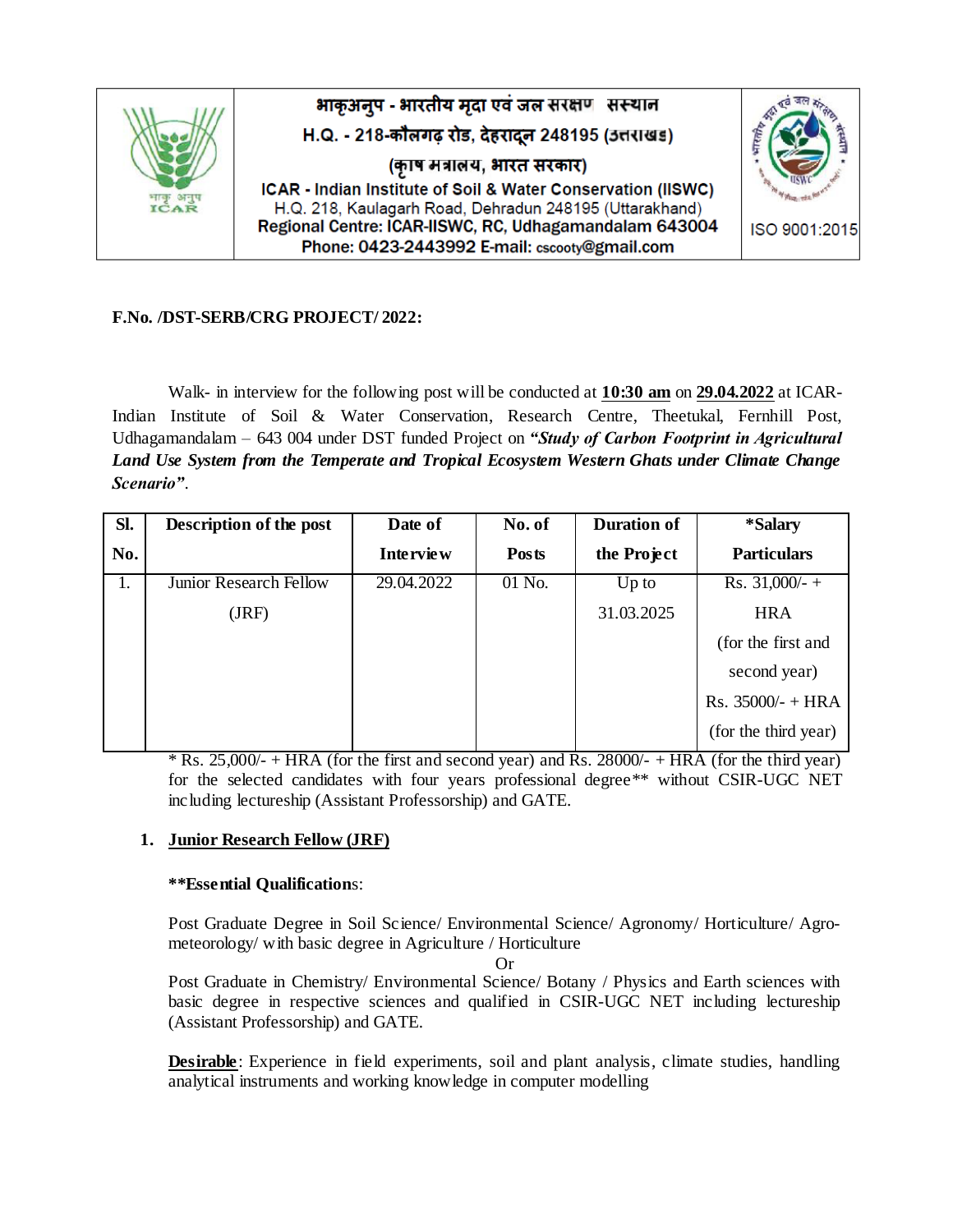भाकृअनुप - भारतीय मृदा एवं जल सरक्षण संस्थान
H.Q. - 218-कौलगढ़ रोड, देहरादून 248195 (उत्तराखंड)
(कृषि मंत्रालय, भारत सरकार)
ICAR - Indian Institute of Soil & Water Conservation (IISWC)
H.Q. 218, Kaulagarh Road, Dehradun 248195 (Uttarakhand)
Regional Centre: ICAR-IISWC, RC, Udhagamandalam 643004
Phone: 0423-2443992 E-mail: cscooty@gmail.com

ISO 9001:2015

**F.No. /DST-SERB/CRG PROJECT/ 2022:**

Walk- in interview for the following post will be conducted at **10:30 am** on **29.04.2022** at ICAR-Indian Institute of Soil & Water Conservation, Research Centre, Theetukal, Fernhill Post, Udhagamandalam – 643 004 under DST funded Project on ***"Study of Carbon Footprint in Agricultural Land Use System from the Temperate and Tropical Ecosystem Western Ghats under Climate Change Scenario"***.

| Sl. No. | Description of the post | Date of Interview | No. of Posts | Duration of the Project | *Salary Particulars |
|---|---|---|---|---|---|
| 1. | Junior Research Fellow (JRF) | 29.04.2022 | 01 No. | Up to 31.03.2025 | Rs. 31,000/- + HRA (for the first and second year) Rs. 35000/- + HRA (for the third year) |

* Rs. 25,000/- + HRA (for the first and second year) and Rs. 28000/- + HRA (for the third year) for the selected candidates with four years professional degree** without CSIR-UGC NET including lectureship (Assistant Professorship) and GATE.

1. **Junior Research Fellow (JRF)**

**\*\*Essential Qualifications**:

Post Graduate Degree in Soil Science/ Environmental Science/ Agronomy/ Horticulture/ Agro-meteorology/ with basic degree in Agriculture / Horticulture

Or

Post Graduate in Chemistry/ Environmental Science/ Botany / Physics and Earth sciences with basic degree in respective sciences and qualified in CSIR-UGC NET including lectureship (Assistant Professorship) and GATE.

**Desirable**: Experience in field experiments, soil and plant analysis, climate studies, handling analytical instruments and working knowledge in computer modelling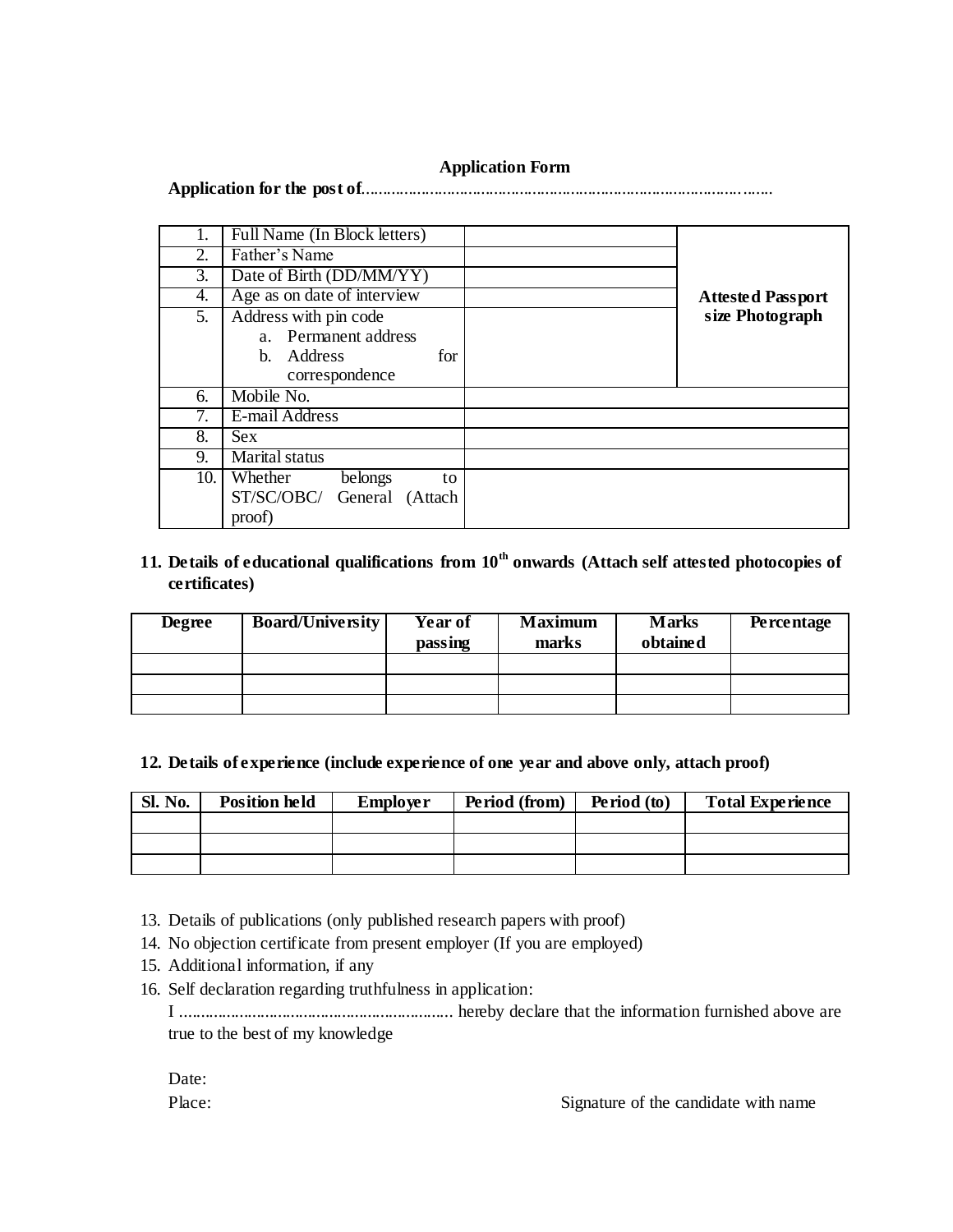# Application Form

**Application for the post of**.............................................................................................

| | | | |
|---|---|---|---|
| 1. | Full Name (In Block letters) | | **Attested Passport size Photograph** |
| 2. | Father's Name | | |
| 3. | Date of Birth (DD/MM/YY) | | |
| 4. | Age as on date of interview | | |
| 5. | Address with pin code<br>a. Permanent address<br>b. Address for correspondence | | |
| 6. | Mobile No. | | |
| 7. | E-mail Address | | |
| 8. | Sex | | |
| 9. | Marital status | | |
| 10. | Whether belongs to ST/SC/OBC/ General (Attach proof) | | |

**11. Details of educational qualifications from 10th onwards (Attach self attested photocopies of certificates)**

| Degree | Board/University | Year of passing | Maximum marks | Marks obtained | Percentage |
|---|---|---|---|---|---|
| | | | | | |
| | | | | | |
| | | | | | |

**12. Details of experience (include experience of one year and above only, attach proof)**

| Sl. No. | Position held | Employer | Period (from) | Period (to) | Total Experience |
|---|---|---|---|---|---|
| | | | | | |
| | | | | | |
| | | | | | |

13. Details of publications (only published research papers with proof)
14. No objection certificate from present employer (If you are employed)
15. Additional information, if any
16. Self declaration regarding truthfulness in application:

I ............................................................... hereby declare that the information furnished above are true to the best of my knowledge

Date:

Place: Signature of the candidate with name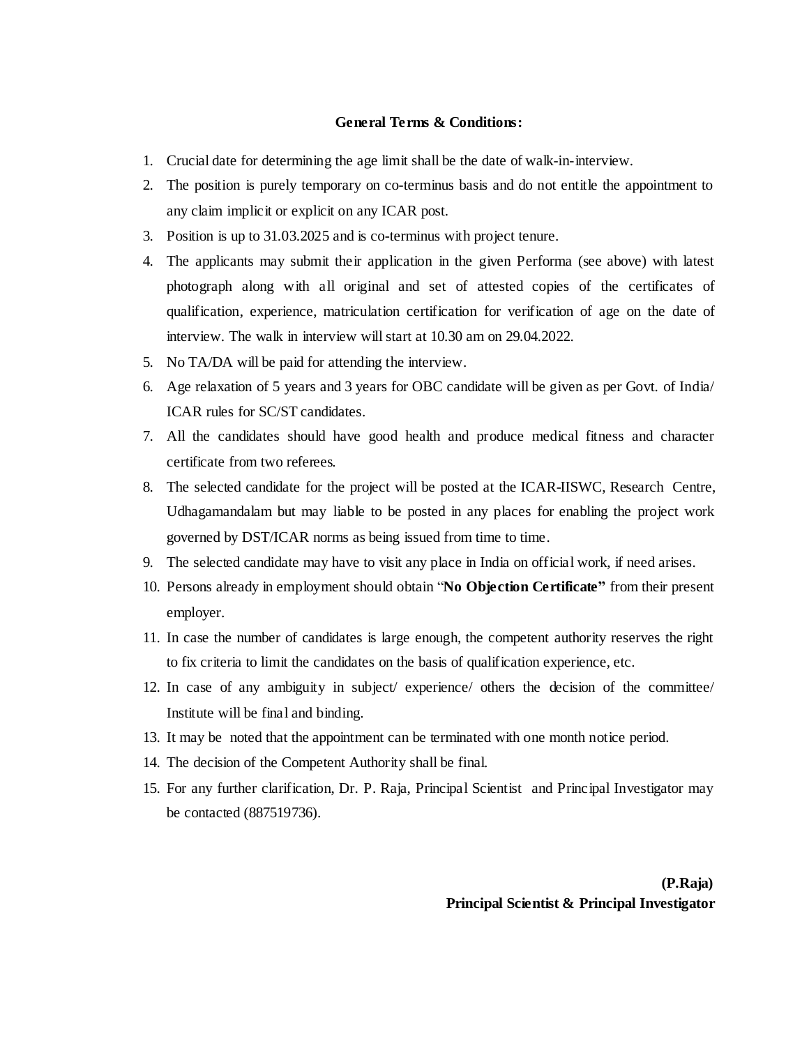**General Terms & Conditions:**

1. Crucial date for determining the age limit shall be the date of walk-in-interview.
2. The position is purely temporary on co-terminus basis and do not entitle the appointment to any claim implicit or explicit on any ICAR post.
3. Position is up to 31.03.2025 and is co-terminus with project tenure.
4. The applicants may submit their application in the given Performa (see above) with latest photograph along with all original and set of attested copies of the certificates of qualification, experience, matriculation certification for verification of age on the date of interview. The walk in interview will start at 10.30 am on 29.04.2022.
5. No TA/DA will be paid for attending the interview.
6. Age relaxation of 5 years and 3 years for OBC candidate will be given as per Govt. of India/ ICAR rules for SC/ST candidates.
7. All the candidates should have good health and produce medical fitness and character certificate from two referees.
8. The selected candidate for the project will be posted at the ICAR-IISWC, Research Centre, Udhagamandalam but may liable to be posted in any places for enabling the project work governed by DST/ICAR norms as being issued from time to time.
9. The selected candidate may have to visit any place in India on official work, if need arises.
10. Persons already in employment should obtain "**No Objection Certificate"** from their present employer.
11. In case the number of candidates is large enough, the competent authority reserves the right to fix criteria to limit the candidates on the basis of qualification experience, etc.
12. In case of any ambiguity in subject/ experience/ others the decision of the committee/ Institute will be final and binding.
13. It may be noted that the appointment can be terminated with one month notice period.
14. The decision of the Competent Authority shall be final.
15. For any further clarification, Dr. P. Raja, Principal Scientist and Principal Investigator may be contacted (887519736).

**(P.Raja)**
**Principal Scientist & Principal Investigator**